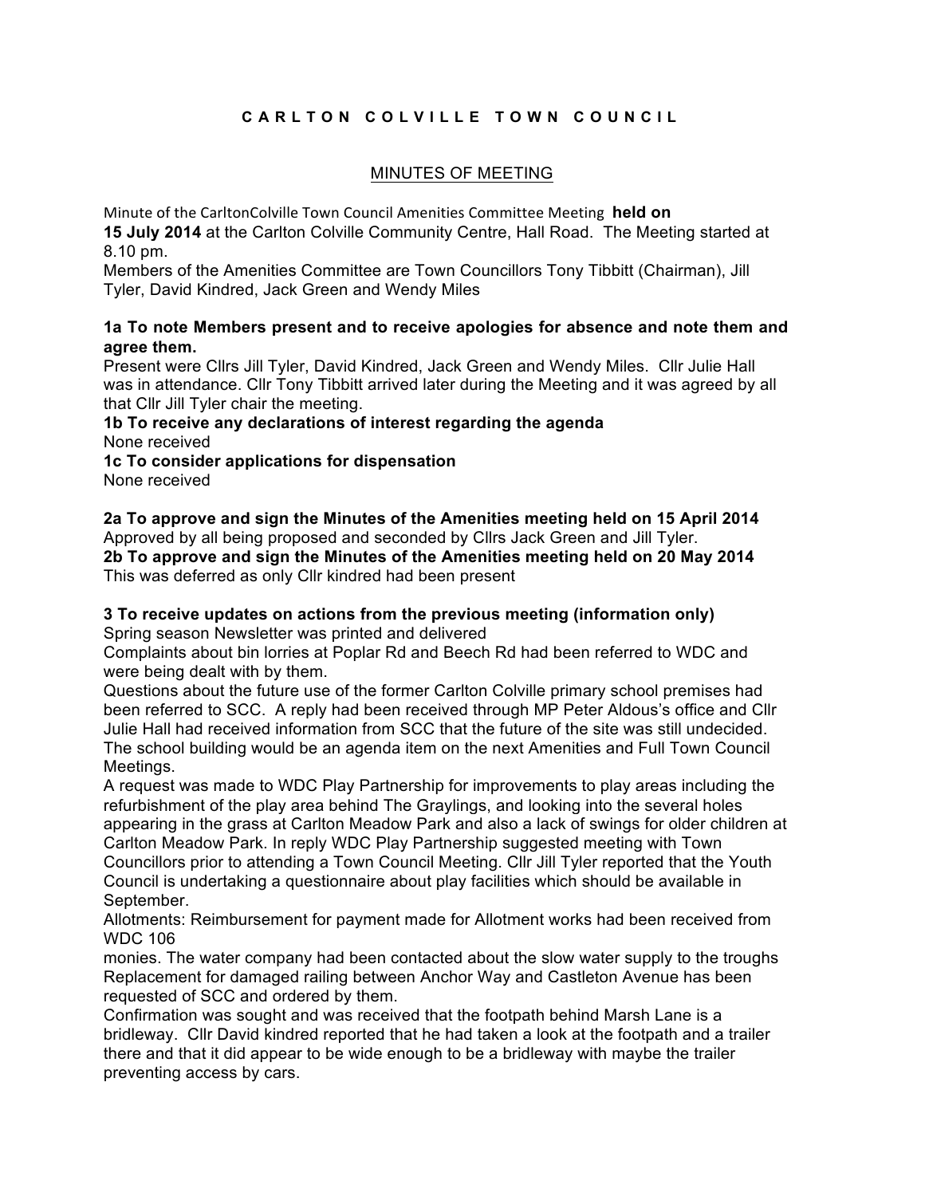# C A R L T O N   C O L V I L L E   T O W N   C O U N C I L

## MINUTES OF MEETING

Minute of the CarltonColville Town Council Amenities Committee Meeting **held on 15 July 2014** at the Carlton Colville Community Centre, Hall Road. The Meeting started at 8.10 pm.
Members of the Amenities Committee are Town Councillors Tony Tibbitt (Chairman), Jill Tyler, David Kindred, Jack Green and Wendy Miles

**1a To note Members present and to receive apologies for absence and note them and agree them.**
Present were Cllrs Jill Tyler, David Kindred, Jack Green and Wendy Miles. Cllr Julie Hall was in attendance. Cllr Tony Tibbitt arrived later during the Meeting and it was agreed by all that Cllr Jill Tyler chair the meeting.

**1b To receive any declarations of interest regarding the agenda**
None received

**1c To consider applications for dispensation**
None received

**2a To approve and sign the Minutes of the Amenities meeting held on 15 April 2014**
Approved by all being proposed and seconded by Cllrs Jack Green and Jill Tyler.

**2b To approve and sign the Minutes of the Amenities meeting held on 20 May 2014**
This was deferred as only Cllr kindred had been present

**3 To receive updates on actions from the previous meeting (information only)**
Spring season Newsletter was printed and delivered
Complaints about bin lorries at Poplar Rd and Beech Rd had been referred to WDC and were being dealt with by them.
Questions about the future use of the former Carlton Colville primary school premises had been referred to SCC. A reply had been received through MP Peter Aldous's office and Cllr Julie Hall had received information from SCC that the future of the site was still undecided. The school building would be an agenda item on the next Amenities and Full Town Council Meetings.
A request was made to WDC Play Partnership for improvements to play areas including the refurbishment of the play area behind The Graylings, and looking into the several holes appearing in the grass at Carlton Meadow Park and also a lack of swings for older children at Carlton Meadow Park. In reply WDC Play Partnership suggested meeting with Town Councillors prior to attending a Town Council Meeting. Cllr Jill Tyler reported that the Youth Council is undertaking a questionnaire about play facilities which should be available in September.
Allotments: Reimbursement for payment made for Allotment works had been received from WDC 106
monies. The water company had been contacted about the slow water supply to the troughs
Replacement for damaged railing between Anchor Way and Castleton Avenue has been requested of SCC and ordered by them.
Confirmation was sought and was received that the footpath behind Marsh Lane is a bridleway. Cllr David kindred reported that he had taken a look at the footpath and a trailer there and that it did appear to be wide enough to be a bridleway with maybe the trailer preventing access by cars.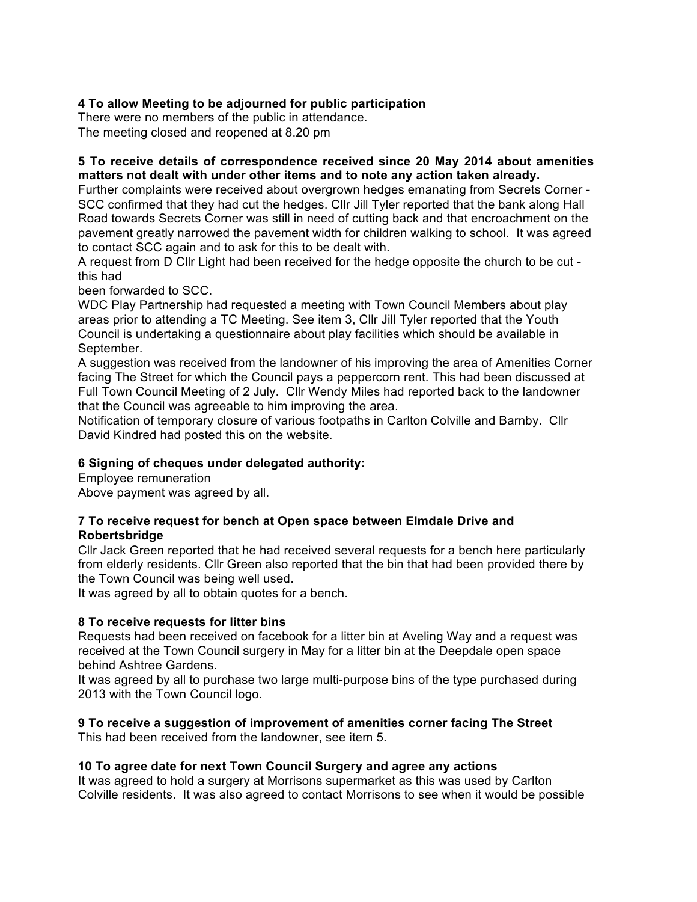**4 To allow Meeting to be adjourned for public participation**

There were no members of the public in attendance.
The meeting closed and reopened at 8.20 pm

**5 To receive details of correspondence received since 20 May 2014 about amenities matters not dealt with under other items and to note any action taken already.**

Further complaints were received about overgrown hedges emanating from Secrets Corner - SCC confirmed that they had cut the hedges. Cllr Jill Tyler reported that the bank along Hall Road towards Secrets Corner was still in need of cutting back and that encroachment on the pavement greatly narrowed the pavement width for children walking to school. It was agreed to contact SCC again and to ask for this to be dealt with.

A request from D Cllr Light had been received for the hedge opposite the church to be cut - this had
been forwarded to SCC.

WDC Play Partnership had requested a meeting with Town Council Members about play areas prior to attending a TC Meeting. See item 3, Cllr Jill Tyler reported that the Youth Council is undertaking a questionnaire about play facilities which should be available in September.

A suggestion was received from the landowner of his improving the area of Amenities Corner facing The Street for which the Council pays a peppercorn rent. This had been discussed at Full Town Council Meeting of 2 July. Cllr Wendy Miles had reported back to the landowner that the Council was agreeable to him improving the area.

Notification of temporary closure of various footpaths in Carlton Colville and Barnby. Cllr David Kindred had posted this on the website.

**6 Signing of cheques under delegated authority:**

Employee remuneration
Above payment was agreed by all.

**7 To receive request for bench at Open space between Elmdale Drive and Robertsbridge**

Cllr Jack Green reported that he had received several requests for a bench here particularly from elderly residents. Cllr Green also reported that the bin that had been provided there by the Town Council was being well used.
It was agreed by all to obtain quotes for a bench.

**8 To receive requests for litter bins**

Requests had been received on facebook for a litter bin at Aveling Way and a request was received at the Town Council surgery in May for a litter bin at the Deepdale open space behind Ashtree Gardens.
It was agreed by all to purchase two large multi-purpose bins of the type purchased during 2013 with the Town Council logo.

**9 To receive a suggestion of improvement of amenities corner facing The Street**

This had been received from the landowner, see item 5.

**10 To agree date for next Town Council Surgery and agree any actions**

It was agreed to hold a surgery at Morrisons supermarket as this was used by Carlton Colville residents. It was also agreed to contact Morrisons to see when it would be possible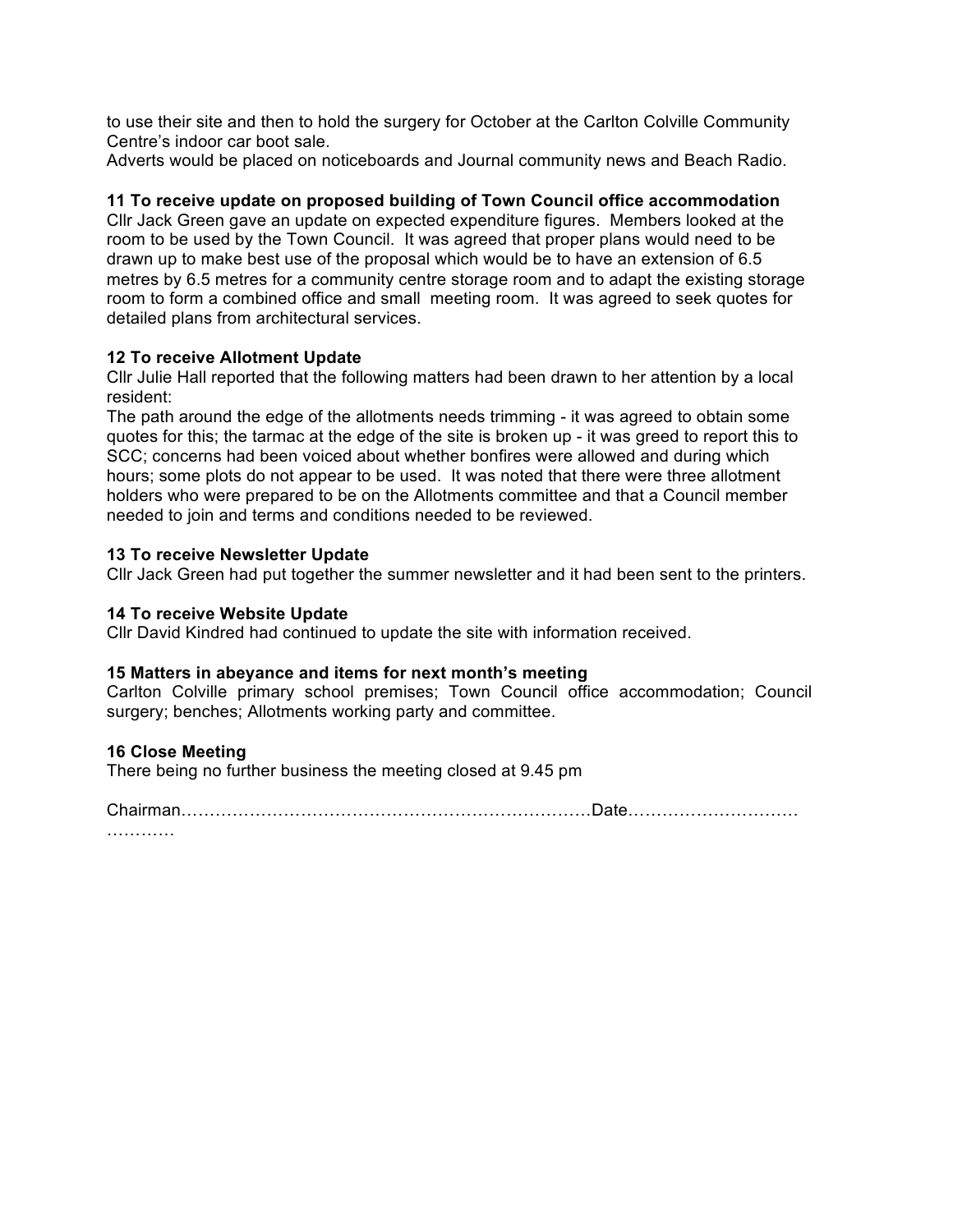to use their site and then to hold the surgery for October at the Carlton Colville Community Centre's indoor car boot sale.
Adverts would be placed on noticeboards and Journal community news and Beach Radio.

**11 To receive update on proposed building of Town Council office accommodation**
Cllr Jack Green gave an update on expected expenditure figures. Members looked at the room to be used by the Town Council. It was agreed that proper plans would need to be drawn up to make best use of the proposal which would be to have an extension of 6.5 metres by 6.5 metres for a community centre storage room and to adapt the existing storage room to form a combined office and small meeting room. It was agreed to seek quotes for detailed plans from architectural services.

**12 To receive Allotment Update**
Cllr Julie Hall reported that the following matters had been drawn to her attention by a local resident:
The path around the edge of the allotments needs trimming - it was agreed to obtain some quotes for this; the tarmac at the edge of the site is broken up - it was greed to report this to SCC; concerns had been voiced about whether bonfires were allowed and during which hours; some plots do not appear to be used. It was noted that there were three allotment holders who were prepared to be on the Allotments committee and that a Council member needed to join and terms and conditions needed to be reviewed.

**13 To receive Newsletter Update**
Cllr Jack Green had put together the summer newsletter and it had been sent to the printers.

**14 To receive Website Update**
Cllr David Kindred had continued to update the site with information received.

**15 Matters in abeyance and items for next month's meeting**
Carlton Colville primary school premises; Town Council office accommodation; Council surgery; benches; Allotments working party and committee.

**16 Close Meeting**
There being no further business the meeting closed at 9.45 pm

Chairman…………………………………………………………………Date…………………………
…………